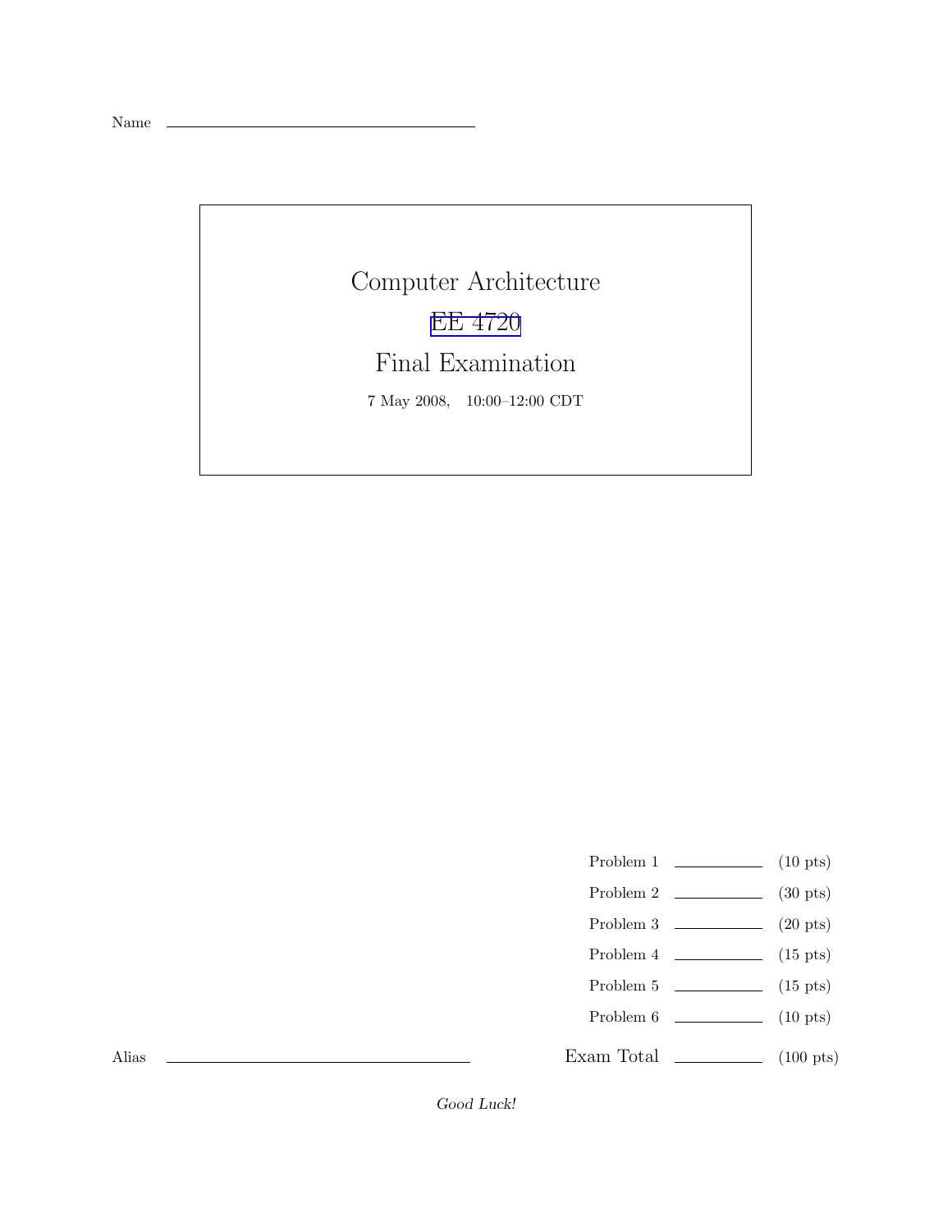Name ______________________________

# Computer Architecture

## EE 4720

## Final Examination

7 May 2008, 10:00–12:00 CDT

| | | |
|---|---|---|
| Problem 1 | ________ | (10 pts) |
| Problem 2 | ________ | (30 pts) |
| Problem 3 | ________ | (20 pts) |
| Problem 4 | ________ | (15 pts) |
| Problem 5 | ________ | (15 pts) |
| Problem 6 | ________ | (10 pts) |
| Exam Total | ________ | (100 pts) |

Alias ______________________________

*Good Luck!*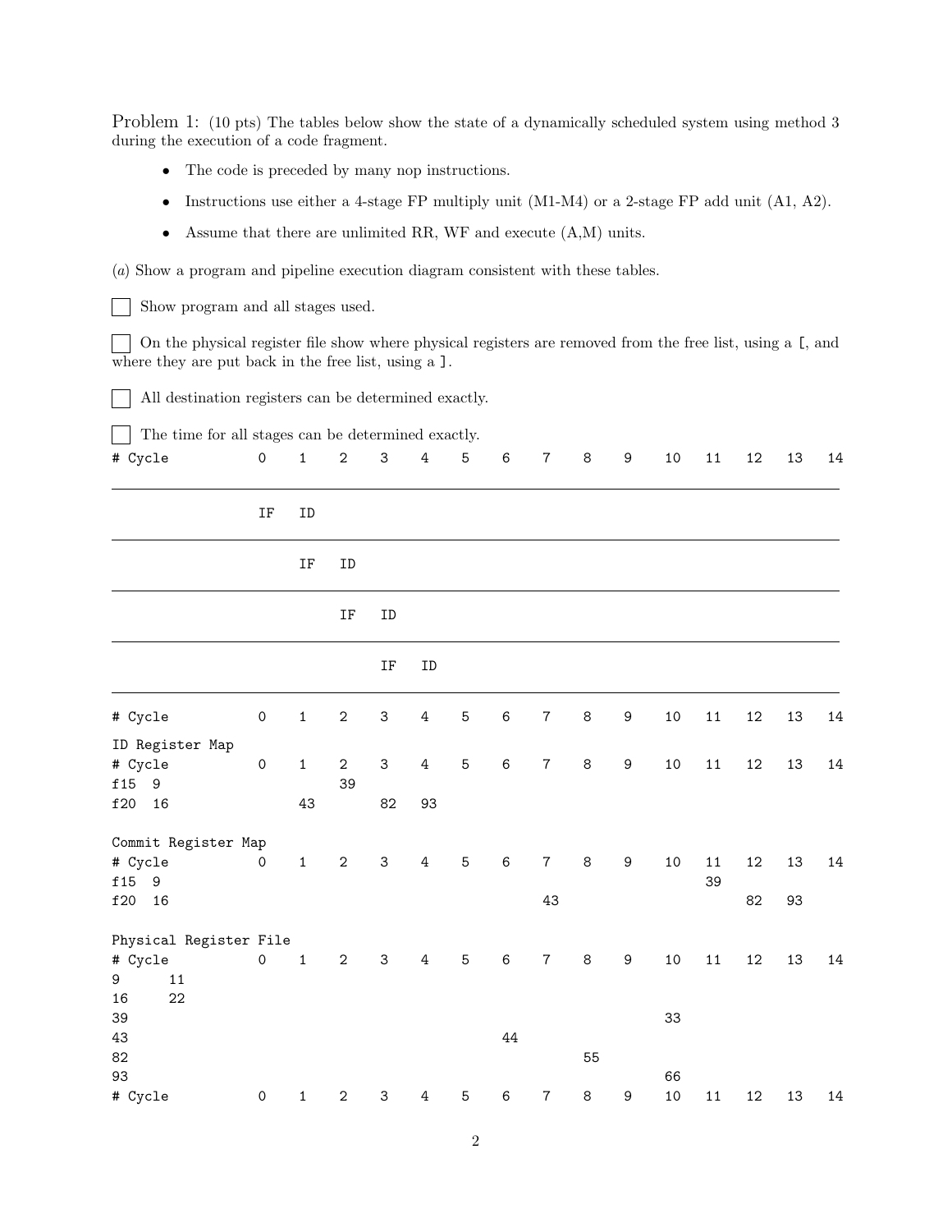Problem 1: (10 pts) The tables below show the state of a dynamically scheduled system using method 3 during the execution of a code fragment.

- The code is preceded by many nop instructions.
- Instructions use either a 4-stage FP multiply unit (M1-M4) or a 2-stage FP add unit (A1, A2).
- Assume that there are unlimited RR, WF and execute (A,M) units.

(*a*) Show a program and pipeline execution diagram consistent with these tables.

☐ Show program and all stages used.

☐ On the physical register file show where physical registers are removed from the free list, using a [, and where they are put back in the free list, using a ].

☐ All destination registers can be determined exactly.

☐ The time for all stages can be determined exactly.

| # Cycle | 0 | 1 | 2 | 3 | 4 | 5 | 6 | 7 | 8 | 9 | 10 | 11 | 12 | 13 | 14 |
|---|---|---|---|---|---|---|---|---|---|---|---|---|---|---|---|
| | IF | ID | | | | | | | | | | | | | |
| | | IF | ID | | | | | | | | | | | | |
| | | | IF | ID | | | | | | | | | | | |
| | | | | IF | ID | | | | | | | | | | |
| # Cycle | 0 | 1 | 2 | 3 | 4 | 5 | 6 | 7 | 8 | 9 | 10 | 11 | 12 | 13 | 14 |

ID Register Map

| # Cycle | | 0 | 1 | 2 | 3 | 4 | 5 | 6 | 7 | 8 | 9 | 10 | 11 | 12 | 13 | 14 |
|---|---|---|---|---|---|---|---|---|---|---|---|---|---|---|---|---|
| f15 | 9 | | | 39 | | | | | | | | | | | | |
| f20 | 16 | | 43 | | 82 | 93 | | | | | | | | | | |

Commit Register Map

| # Cycle | | 0 | 1 | 2 | 3 | 4 | 5 | 6 | 7 | 8 | 9 | 10 | 11 | 12 | 13 | 14 |
|---|---|---|---|---|---|---|---|---|---|---|---|---|---|---|---|---|
| f15 | 9 | | | | | | | | | | | | 39 | | | |
| f20 | 16 | | | | | | | | 43 | | | | | 82 | 93 | |

Physical Register File

| # Cycle | | 0 | 1 | 2 | 3 | 4 | 5 | 6 | 7 | 8 | 9 | 10 | 11 | 12 | 13 | 14 |
|---|---|---|---|---|---|---|---|---|---|---|---|---|---|---|---|---|
| 9 | 11 | | | | | | | | | | | | | | | |
| 16 | 22 | | | | | | | | | | | | | | | |
| 39 | | | | | | | | | | | | 33 | | | | |
| 43 | | | | | | | | 44 | | | | | | | | |
| 82 | | | | | | | | | | 55 | | | | | | |
| 93 | | | | | | | | | | | | 66 | | | | |
| # Cycle | | 0 | 1 | 2 | 3 | 4 | 5 | 6 | 7 | 8 | 9 | 10 | 11 | 12 | 13 | 14 |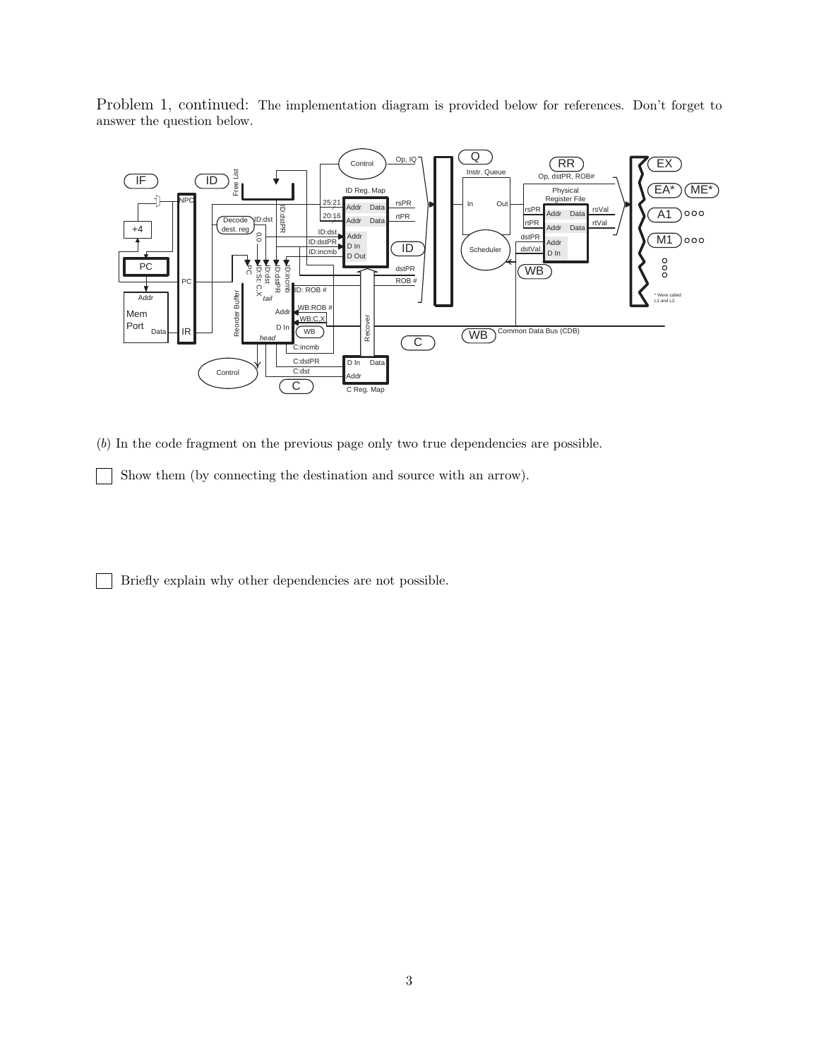Problem 1, continued: The implementation diagram is provided below for references. Don't forget to answer the question below.

(*b*) In the code fragment on the previous page only two true dependencies are possible.

☐ Show them (by connecting the destination and source with an arrow).

☐ Briefly explain why other dependencies are not possible.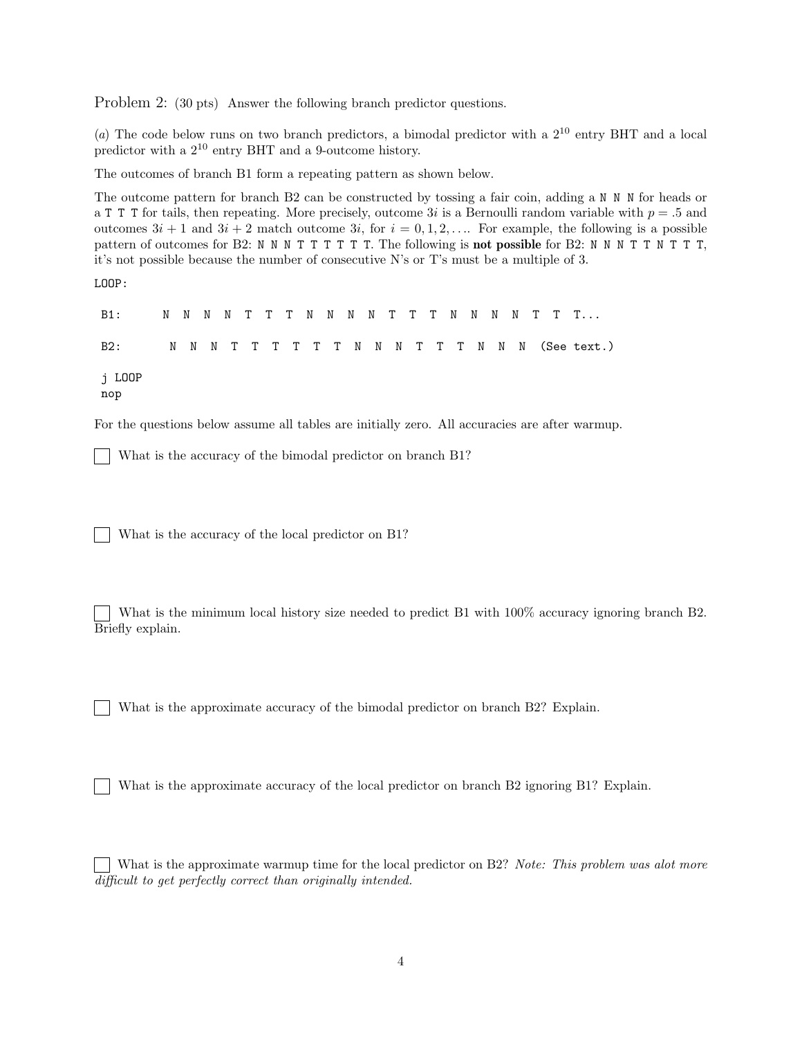Problem 2: (30 pts) Answer the following branch predictor questions.

(*a*) The code below runs on two branch predictors, a bimodal predictor with a $2^{10}$ entry BHT and a local predictor with a $2^{10}$ entry BHT and a 9-outcome history.

The outcomes of branch B1 form a repeating pattern as shown below.

The outcome pattern for branch B2 can be constructed by tossing a fair coin, adding a `N N N` for heads or a `T T T` for tails, then repeating. More precisely, outcome $3i$ is a Bernoulli random variable with $p = .5$ and outcomes $3i + 1$ and $3i + 2$ match outcome $3i$, for $i = 0, 1, 2, \ldots$. For example, the following is a possible pattern of outcomes for B2: `N N N T T T T T T`. The following is **not possible** for B2: `N N N T T N T T T`, it's not possible because the number of consecutive N's or T's must be a multiple of 3.

```
LOOP:

B1:     N  N  N  N  T  T  T  N  N  N  N  T  T  T  N  N  N  N  T  T  T...

B2:      N  N  N  T  T  T  T  T  T  N  N  N  T  T  T  N  N  N  (See text.)

j LOOP
nop
```

For the questions below assume all tables are initially zero. All accuracies are after warmup.

☐ What is the accuracy of the bimodal predictor on branch B1?

☐ What is the accuracy of the local predictor on B1?

☐ What is the minimum local history size needed to predict B1 with 100% accuracy ignoring branch B2. Briefly explain.

☐ What is the approximate accuracy of the bimodal predictor on branch B2? Explain.

☐ What is the approximate accuracy of the local predictor on branch B2 ignoring B1? Explain.

☐ What is the approximate warmup time for the local predictor on B2? *Note: This problem was alot more difficult to get perfectly correct than originally intended.*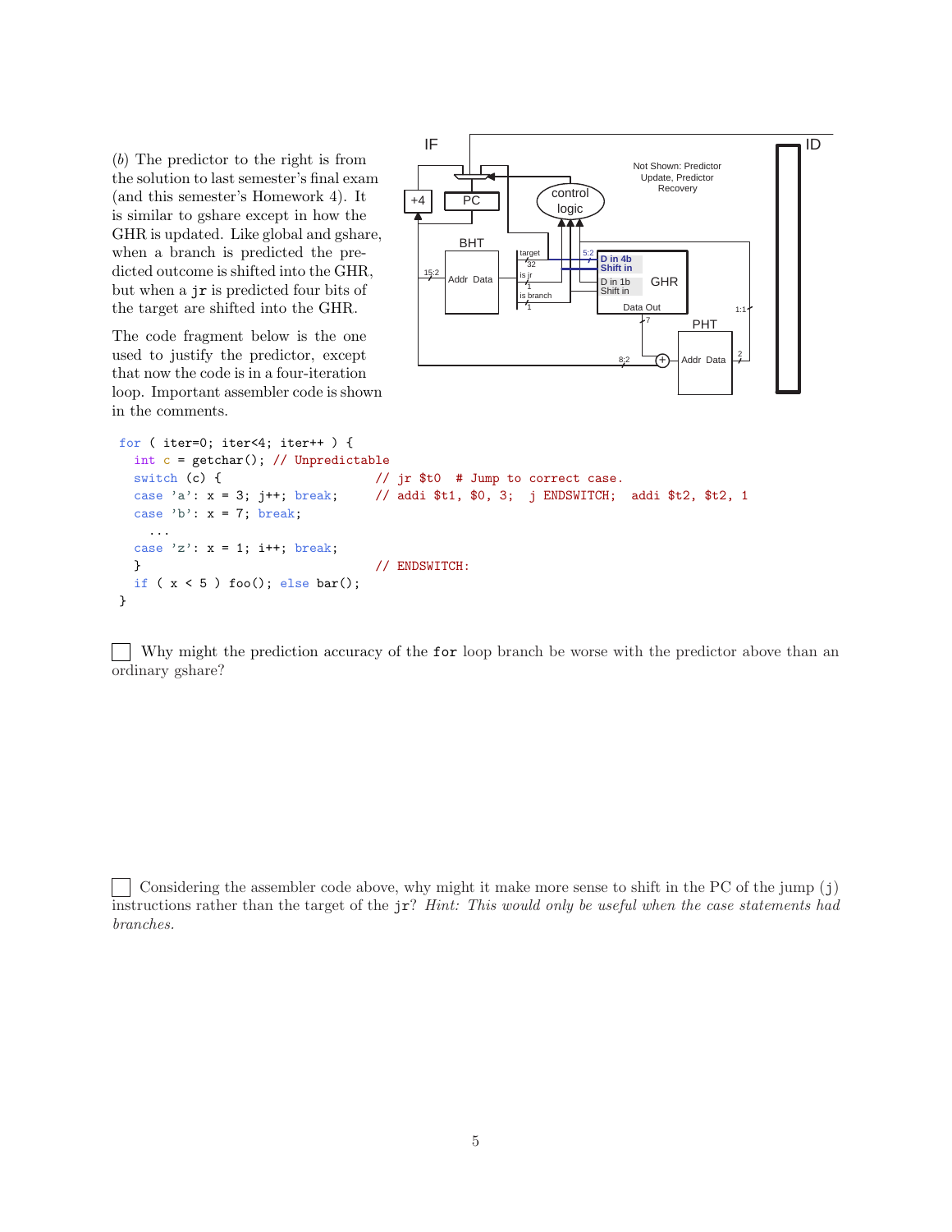(*b*) The predictor to the right is from the solution to last semester's final exam (and this semester's Homework 4). It is similar to gshare except in how the GHR is updated. Like global and gshare, when a branch is predicted the predicted outcome is shifted into the GHR, but when a `jr` is predicted four bits of the target are shifted into the GHR.

The code fragment below is the one used to justify the predictor, except that now the code is in a four-iteration loop. Important assembler code is shown in the comments.

```
for ( iter=0; iter<4; iter++ ) {
  int c = getchar(); // Unpredictable
  switch (c) {                // jr $t0  # Jump to correct case.
  case 'a': x = 3; j++; break;    // addi $t1, $0, 3;  j ENDSWITCH;  addi $t2, $t2, 1
  case 'b': x = 7; break;
    ...
  case 'z': x = 1; i++; break;
  }                           // ENDSWITCH:
  if ( x < 5 ) foo(); else bar();
}
```

☐ Why might the prediction accuracy of the `for` loop branch be worse with the predictor above than an ordinary gshare?

☐ Considering the assembler code above, why might it make more sense to shift in the PC of the jump (`j`) instructions rather than the target of the `jr`? *Hint: This would only be useful when the case statements had branches.*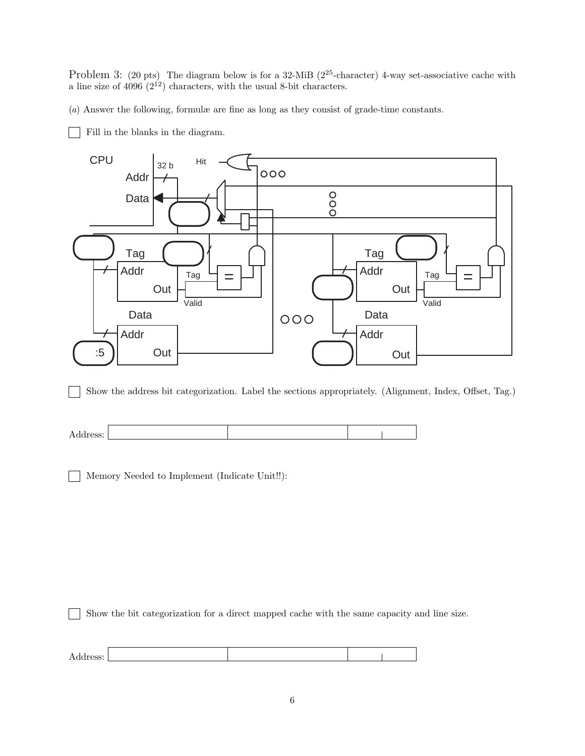Problem 3: (20 pts) The diagram below is for a 32-MiB ($2^{25}$-character) 4-way set-associative cache with a line size of 4096 ($2^{12}$) characters, with the usual 8-bit characters.

(*a*) Answer the following, formulæ are fine as long as they consist of grade-time constants.

☐ Fill in the blanks in the diagram.

☐ Show the address bit categorization. Label the sections appropriately. (Alignment, Index, Offset, Tag.)

Address: | | | |

☐ Memory Needed to Implement (Indicate Unit!!):

☐ Show the bit categorization for a direct mapped cache with the same capacity and line size.

Address: | | | |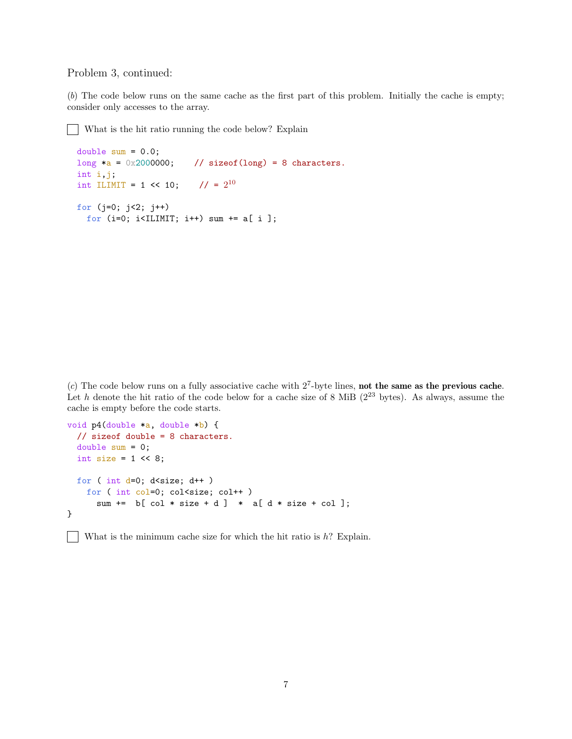Problem 3, continued:

(*b*) The code below runs on the same cache as the first part of this problem. Initially the cache is empty; consider only accesses to the array.

☐ What is the hit ratio running the code below? Explain

```
double sum = 0.0;
long *a = 0x2000000;    // sizeof(long) = 8 characters.
int i,j;
int ILIMIT = 1 << 10;    // = 2^10

for (j=0; j<2; j++)
  for (i=0; i<ILIMIT; i++) sum += a[ i ];
```

(*c*) The code below runs on a fully associative cache with $2^7$-byte lines, **not the same as the previous cache**. Let $h$ denote the hit ratio of the code below for a cache size of 8 MiB ($2^{23}$ bytes). As always, assume the cache is empty before the code starts.

```
void p4(double *a, double *b) {
  // sizeof double = 8 characters.
  double sum = 0;
  int size = 1 << 8;

  for ( int d=0; d<size; d++ )
    for ( int col=0; col<size; col++ )
      sum +=  b[ col * size + d ]  *  a[ d * size + col ];
}
```

☐ What is the minimum cache size for which the hit ratio is $h$? Explain.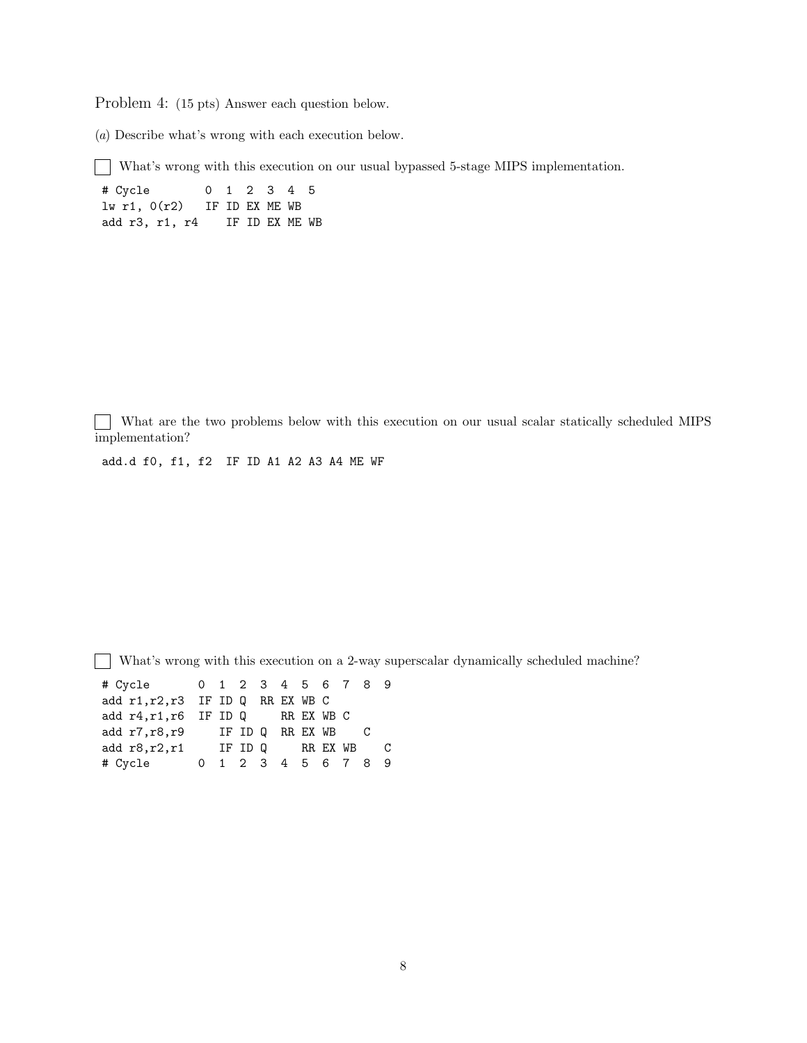Problem 4: (15 pts) Answer each question below.

(*a*) Describe what's wrong with each execution below.

☐ What's wrong with this execution on our usual bypassed 5-stage MIPS implementation.

```
# Cycle        0  1  2  3  4  5
lw r1, 0(r2)   IF ID EX ME WB
add r3, r1, r4    IF ID EX ME WB
```

☐ What are the two problems below with this execution on our usual scalar statically scheduled MIPS implementation?

```
add.d f0, f1, f2  IF ID A1 A2 A3 A4 ME WF
```

☐ What's wrong with this execution on a 2-way superscalar dynamically scheduled machine?

```
# Cycle       0  1  2  3  4  5  6  7  8  9
add r1,r2,r3  IF ID Q  RR EX WB C
add r4,r1,r6  IF ID Q     RR EX WB C
add r7,r8,r9     IF ID Q  RR EX WB    C
add r8,r2,r1     IF ID Q     RR EX WB    C
# Cycle       0  1  2  3  4  5  6  7  8  9
```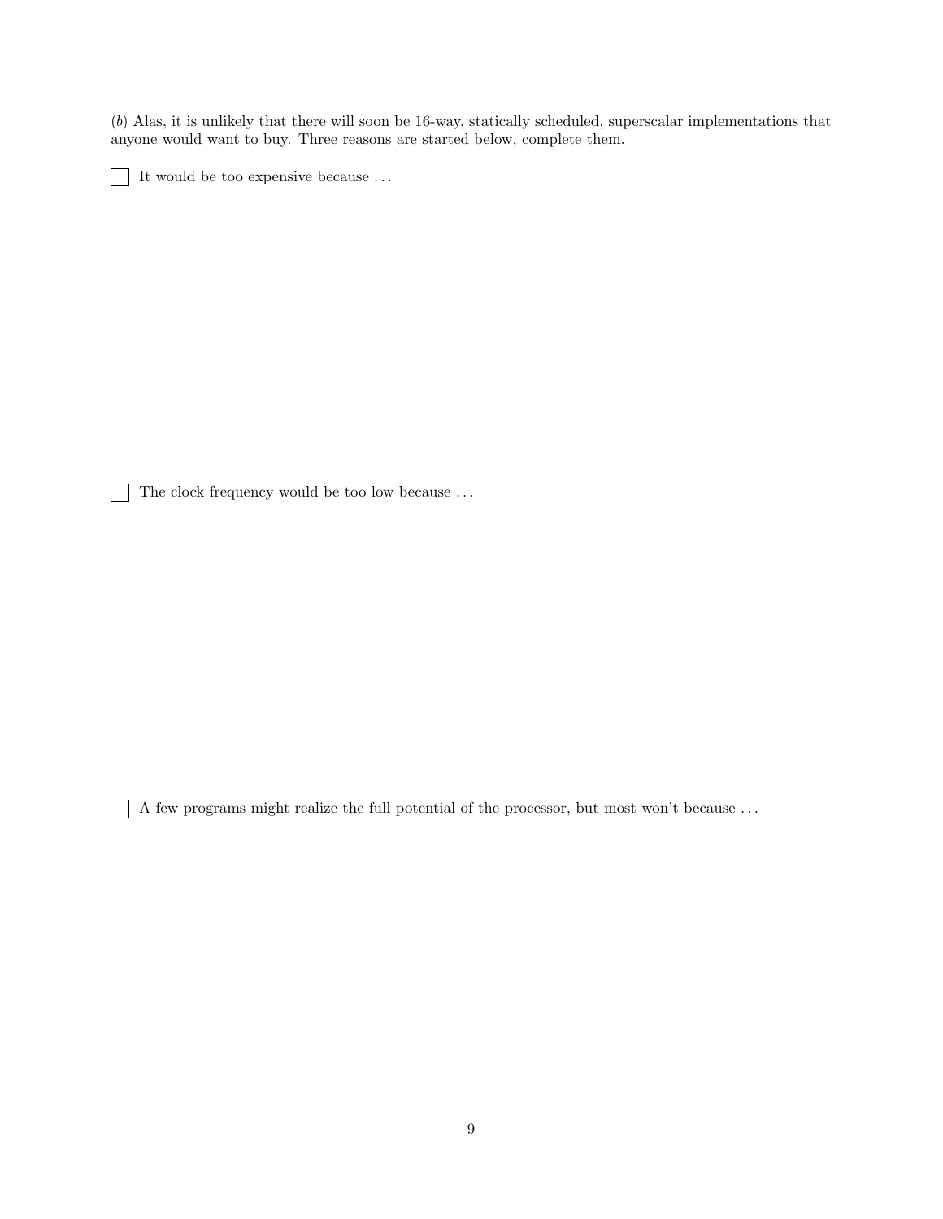(*b*) Alas, it is unlikely that there will soon be 16-way, statically scheduled, superscalar implementations that anyone would want to buy. Three reasons are started below, complete them.

☐ It would be too expensive because . . .

☐ The clock frequency would be too low because . . .

☐ A few programs might realize the full potential of the processor, but most won't because . . .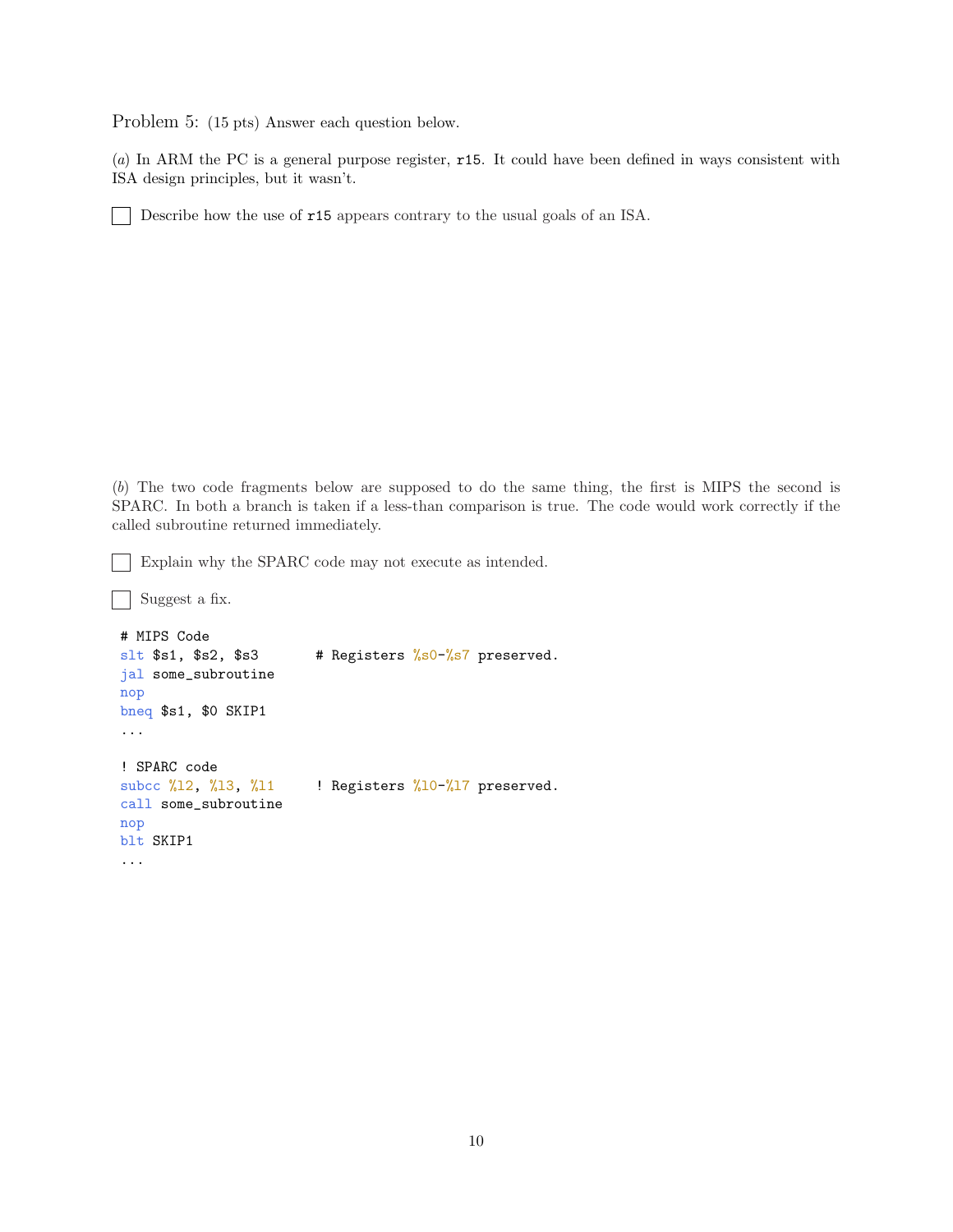Problem 5: (15 pts) Answer each question below.

(*a*) In ARM the PC is a general purpose register, `r15`. It could have been defined in ways consistent with ISA design principles, but it wasn't.

☐ Describe how the use of `r15` appears contrary to the usual goals of an ISA.

(*b*) The two code fragments below are supposed to do the same thing, the first is MIPS the second is SPARC. In both a branch is taken if a less-than comparison is true. The code would work correctly if the called subroutine returned immediately.

☐ Explain why the SPARC code may not execute as intended.

☐ Suggest a fix.

```
# MIPS Code
slt $s1, $s2, $s3       # Registers %s0-%s7 preserved.
jal some_subroutine
nop
bneq $s1, $0 SKIP1
...

! SPARC code
subcc %l2, %l3, %l1     ! Registers %l0-%l7 preserved.
call some_subroutine
nop
blt SKIP1
...
```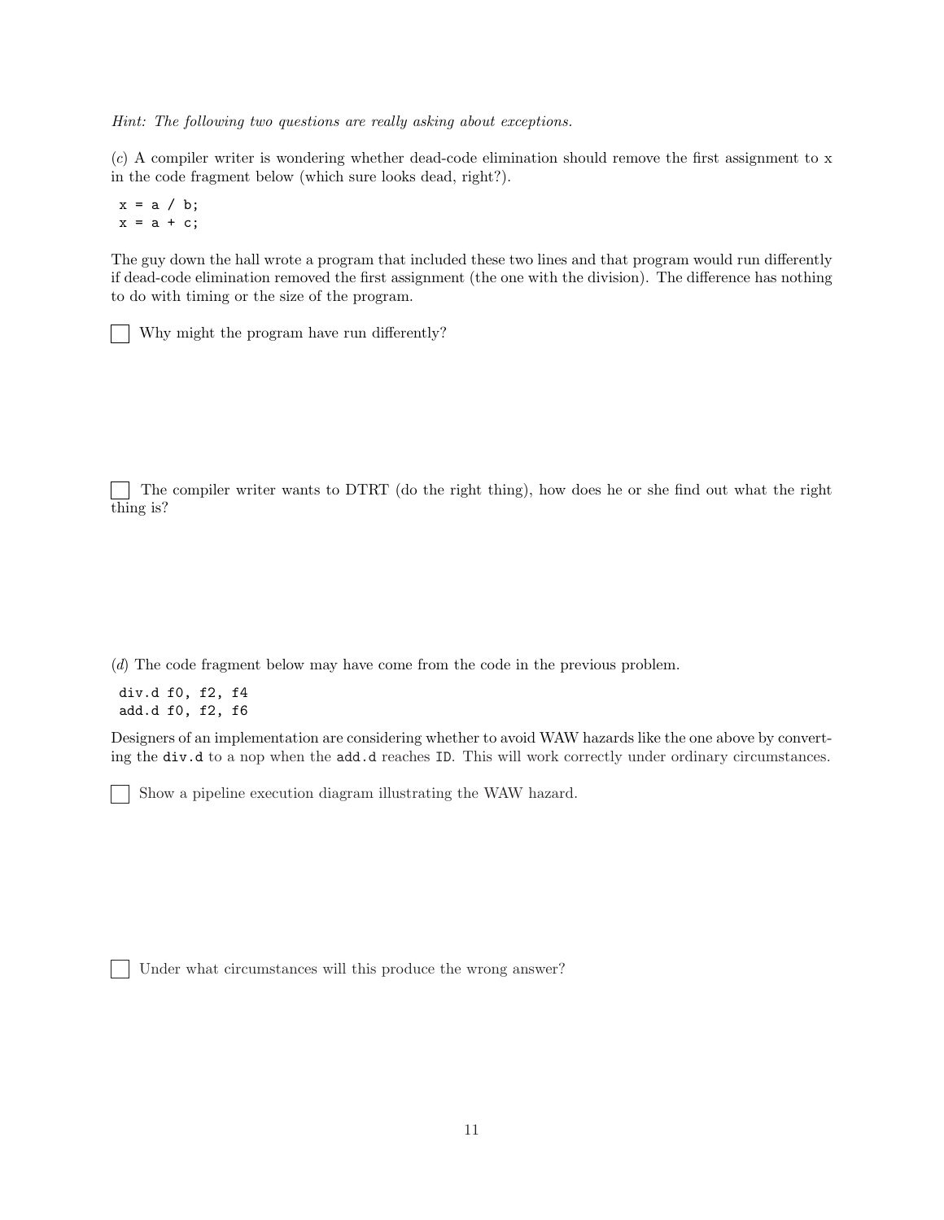*Hint: The following two questions are really asking about exceptions.*

(*c*) A compiler writer is wondering whether dead-code elimination should remove the first assignment to x in the code fragment below (which sure looks dead, right?).

```
x = a / b;
x = a + c;
```

The guy down the hall wrote a program that included these two lines and that program would run differently if dead-code elimination removed the first assignment (the one with the division). The difference has nothing to do with timing or the size of the program.

☐ Why might the program have run differently?

☐ The compiler writer wants to DTRT (do the right thing), how does he or she find out what the right thing is?

(*d*) The code fragment below may have come from the code in the previous problem.

```
div.d f0, f2, f4
add.d f0, f2, f6
```

Designers of an implementation are considering whether to avoid WAW hazards like the one above by converting the `div.d` to a nop when the `add.d` reaches `ID`. This will work correctly under ordinary circumstances.

☐ Show a pipeline execution diagram illustrating the WAW hazard.

☐ Under what circumstances will this produce the wrong answer?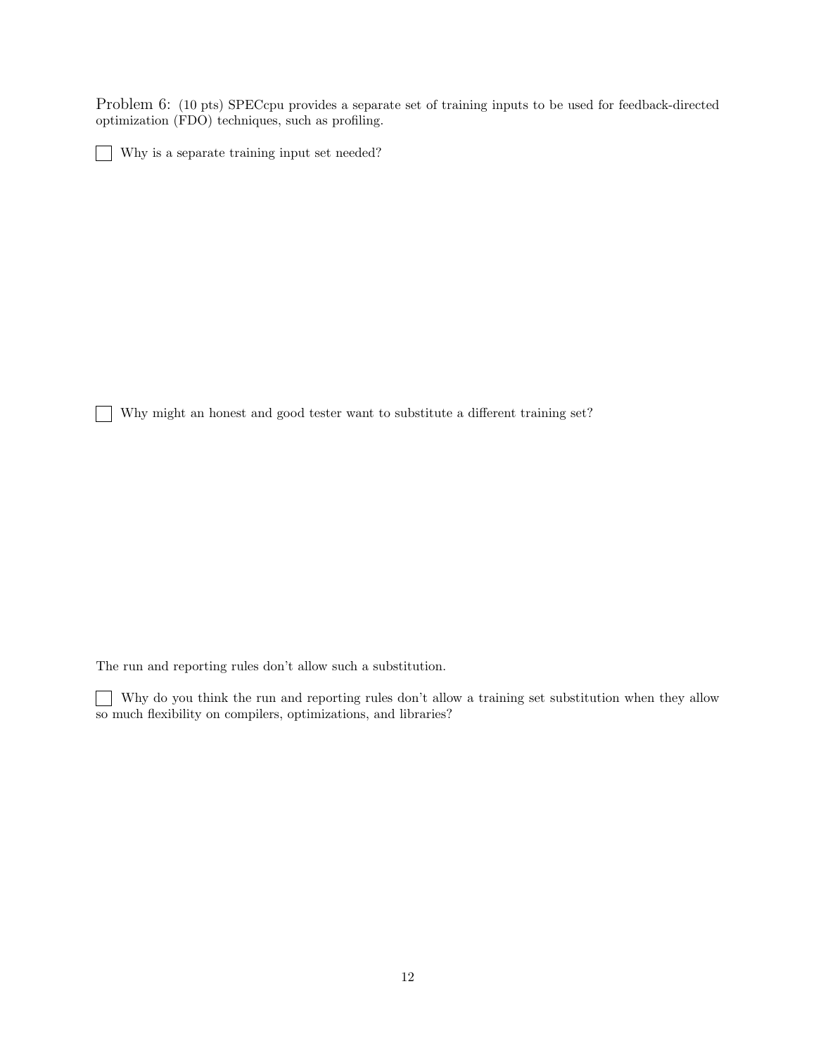Problem 6: (10 pts) SPECcpu provides a separate set of training inputs to be used for feedback-directed optimization (FDO) techniques, such as profiling.

☐ Why is a separate training input set needed?

☐ Why might an honest and good tester want to substitute a different training set?

The run and reporting rules don't allow such a substitution.

☐ Why do you think the run and reporting rules don't allow a training set substitution when they allow so much flexibility on compilers, optimizations, and libraries?